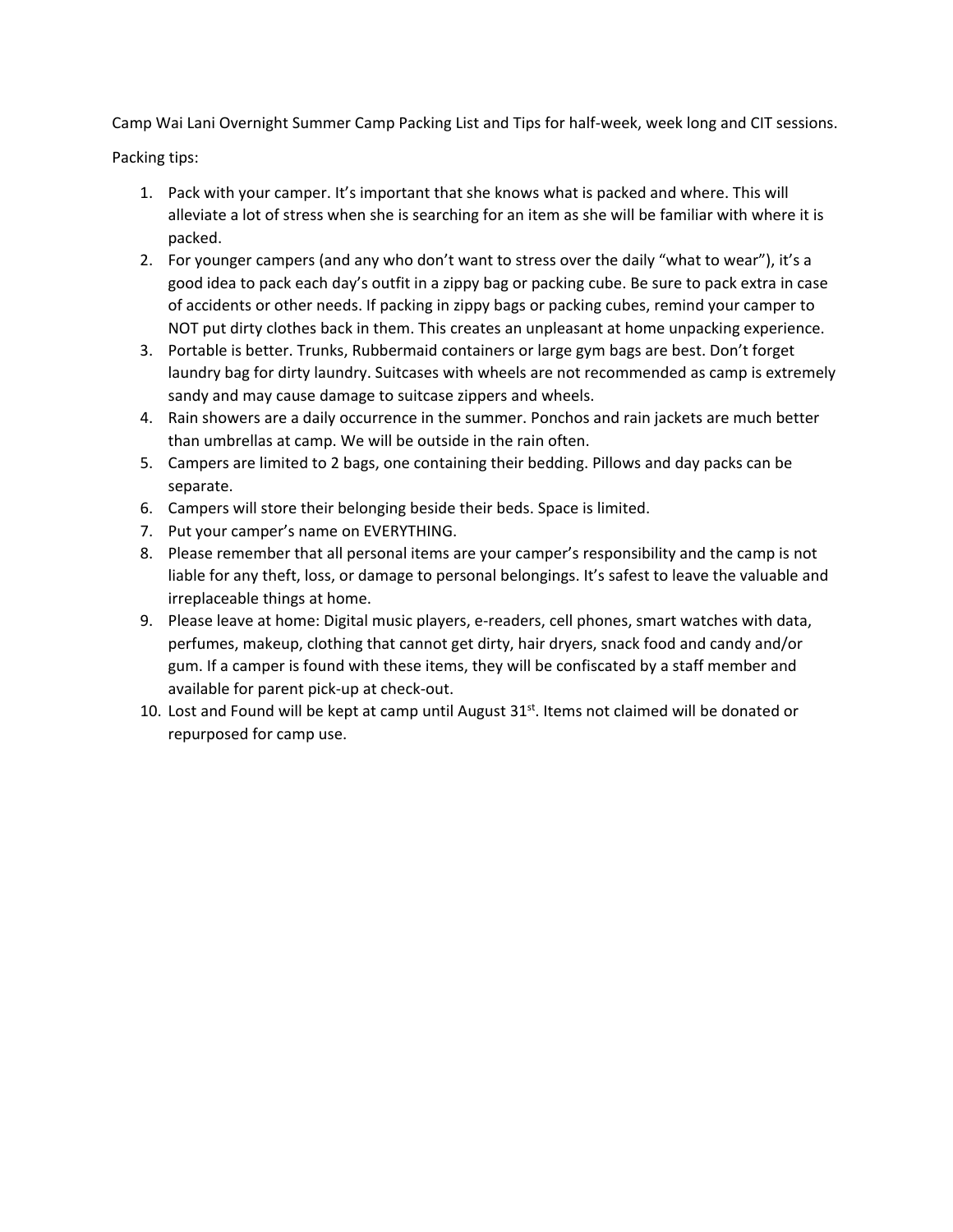Camp Wai Lani Overnight Summer Camp Packing List and Tips for half-week, week long and CIT sessions.

Packing tips:

1. Pack with your camper. It's important that she knows what is packed and where. This will alleviate a lot of stress when she is searching for an item as she will be familiar with where it is packed.
2. For younger campers (and any who don't want to stress over the daily "what to wear"), it's a good idea to pack each day's outfit in a zippy bag or packing cube. Be sure to pack extra in case of accidents or other needs. If packing in zippy bags or packing cubes, remind your camper to NOT put dirty clothes back in them. This creates an unpleasant at home unpacking experience.
3. Portable is better. Trunks, Rubbermaid containers or large gym bags are best. Don't forget laundry bag for dirty laundry. Suitcases with wheels are not recommended as camp is extremely sandy and may cause damage to suitcase zippers and wheels.
4. Rain showers are a daily occurrence in the summer. Ponchos and rain jackets are much better than umbrellas at camp. We will be outside in the rain often.
5. Campers are limited to 2 bags, one containing their bedding. Pillows and day packs can be separate.
6. Campers will store their belonging beside their beds. Space is limited.
7. Put your camper's name on EVERYTHING.
8. Please remember that all personal items are your camper's responsibility and the camp is not liable for any theft, loss, or damage to personal belongings. It's safest to leave the valuable and irreplaceable things at home.
9. Please leave at home: Digital music players, e-readers, cell phones, smart watches with data, perfumes, makeup, clothing that cannot get dirty, hair dryers, snack food and candy and/or gum. If a camper is found with these items, they will be confiscated by a staff member and available for parent pick-up at check-out.
10. Lost and Found will be kept at camp until August 31st. Items not claimed will be donated or repurposed for camp use.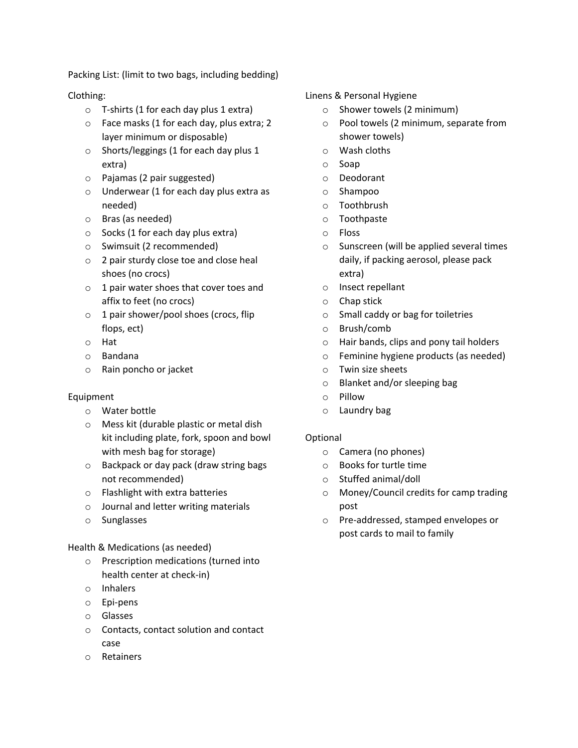Packing List: (limit to two bags, including bedding)

Clothing:

- T-shirts (1 for each day plus 1 extra)
- Face masks (1 for each day, plus extra; 2 layer minimum or disposable)
- Shorts/leggings (1 for each day plus 1 extra)
- Pajamas (2 pair suggested)
- Underwear (1 for each day plus extra as needed)
- Bras (as needed)
- Socks (1 for each day plus extra)
- Swimsuit (2 recommended)
- 2 pair sturdy close toe and close heal shoes (no crocs)
- 1 pair water shoes that cover toes and affix to feet (no crocs)
- 1 pair shower/pool shoes (crocs, flip flops, ect)
- Hat
- Bandana
- Rain poncho or jacket

Equipment

- Water bottle
- Mess kit (durable plastic or metal dish kit including plate, fork, spoon and bowl with mesh bag for storage)
- Backpack or day pack (draw string bags not recommended)
- Flashlight with extra batteries
- Journal and letter writing materials
- Sunglasses

Health & Medications (as needed)

- Prescription medications (turned into health center at check-in)
- Inhalers
- Epi-pens
- Glasses
- Contacts, contact solution and contact case
- Retainers

Linens & Personal Hygiene

- Shower towels (2 minimum)
- Pool towels (2 minimum, separate from shower towels)
- Wash cloths
- Soap
- Deodorant
- Shampoo
- Toothbrush
- Toothpaste
- Floss
- Sunscreen (will be applied several times daily, if packing aerosol, please pack extra)
- Insect repellant
- Chap stick
- Small caddy or bag for toiletries
- Brush/comb
- Hair bands, clips and pony tail holders
- Feminine hygiene products (as needed)
- Twin size sheets
- Blanket and/or sleeping bag
- Pillow
- Laundry bag

Optional

- Camera (no phones)
- Books for turtle time
- Stuffed animal/doll
- Money/Council credits for camp trading post
- Pre-addressed, stamped envelopes or post cards to mail to family